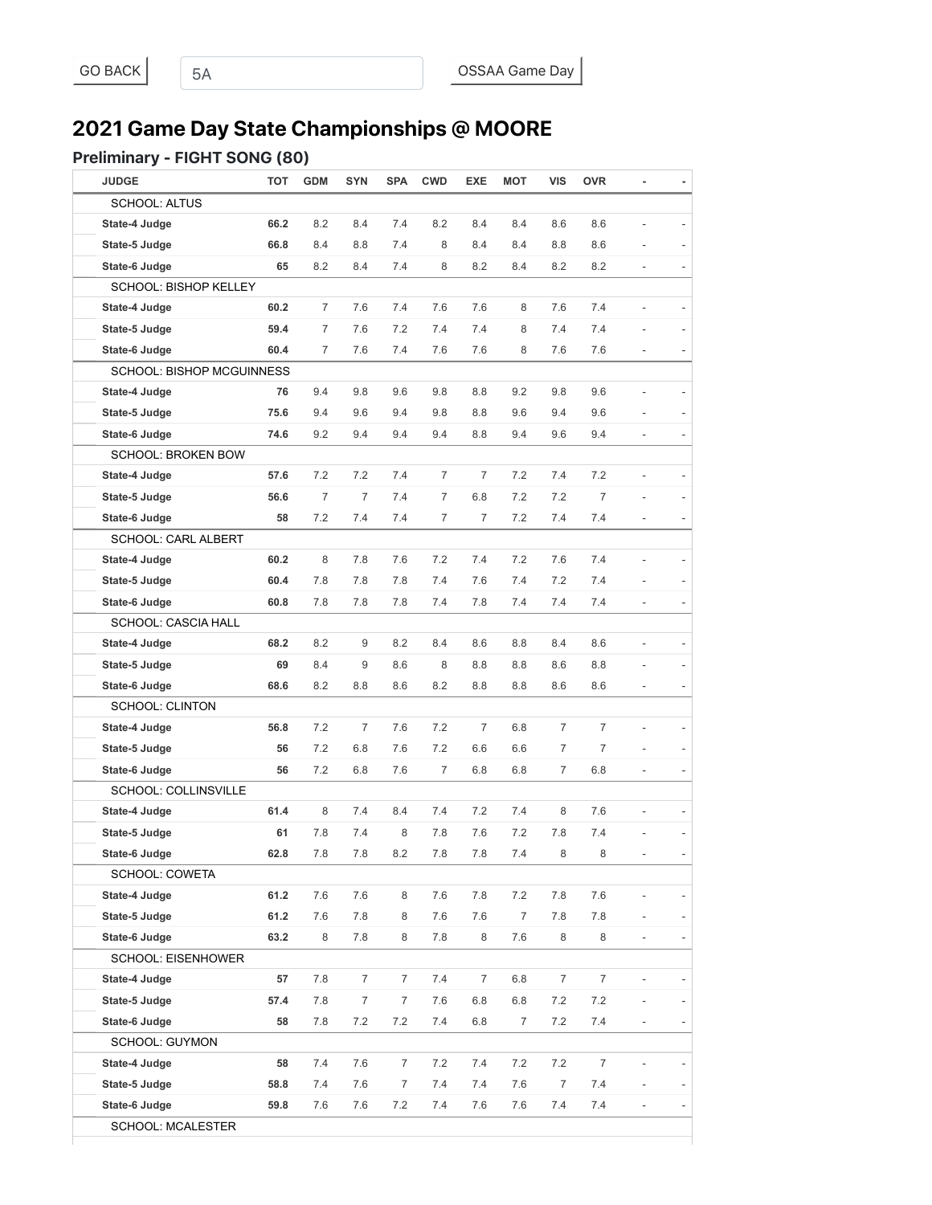GO BACK | 5A | OSSAA Game Day

# 2021 Game Day State Championships @ MOORE

## Preliminary - FIGHT SONG (80)

| JUDGE | TOT | GDM | SYN | SPA | CWD | EXE | MOT | VIS | OVR | - | - |
|---|---|---|---|---|---|---|---|---|---|---|---|
| SCHOOL: ALTUS | | | | | | | | | | | |
| State-4 Judge | 66.2 | 8.2 | 8.4 | 7.4 | 8.2 | 8.4 | 8.4 | 8.6 | 8.6 | - | - |
| State-5 Judge | 66.8 | 8.4 | 8.8 | 7.4 | 8 | 8.4 | 8.4 | 8.8 | 8.6 | - | - |
| State-6 Judge | 65 | 8.2 | 8.4 | 7.4 | 8 | 8.2 | 8.4 | 8.2 | 8.2 | - | - |
| SCHOOL: BISHOP KELLEY | | | | | | | | | | | |
| State-4 Judge | 60.2 | 7 | 7.6 | 7.4 | 7.6 | 7.6 | 8 | 7.6 | 7.4 | - | - |
| State-5 Judge | 59.4 | 7 | 7.6 | 7.2 | 7.4 | 7.4 | 8 | 7.4 | 7.4 | - | - |
| State-6 Judge | 60.4 | 7 | 7.6 | 7.4 | 7.6 | 7.6 | 8 | 7.6 | 7.6 | - | - |
| SCHOOL: BISHOP MCGUINNESS | | | | | | | | | | | |
| State-4 Judge | 76 | 9.4 | 9.8 | 9.6 | 9.8 | 8.8 | 9.2 | 9.8 | 9.6 | - | - |
| State-5 Judge | 75.6 | 9.4 | 9.6 | 9.4 | 9.8 | 8.8 | 9.6 | 9.4 | 9.6 | - | - |
| State-6 Judge | 74.6 | 9.2 | 9.4 | 9.4 | 9.4 | 8.8 | 9.4 | 9.6 | 9.4 | - | - |
| SCHOOL: BROKEN BOW | | | | | | | | | | | |
| State-4 Judge | 57.6 | 7.2 | 7.2 | 7.4 | 7 | 7 | 7.2 | 7.4 | 7.2 | - | - |
| State-5 Judge | 56.6 | 7 | 7 | 7.4 | 7 | 6.8 | 7.2 | 7.2 | 7 | - | - |
| State-6 Judge | 58 | 7.2 | 7.4 | 7.4 | 7 | 7 | 7.2 | 7.4 | 7.4 | - | - |
| SCHOOL: CARL ALBERT | | | | | | | | | | | |
| State-4 Judge | 60.2 | 8 | 7.8 | 7.6 | 7.2 | 7.4 | 7.2 | 7.6 | 7.4 | - | - |
| State-5 Judge | 60.4 | 7.8 | 7.8 | 7.8 | 7.4 | 7.6 | 7.4 | 7.2 | 7.4 | - | - |
| State-6 Judge | 60.8 | 7.8 | 7.8 | 7.8 | 7.4 | 7.8 | 7.4 | 7.4 | 7.4 | - | - |
| SCHOOL: CASCIA HALL | | | | | | | | | | | |
| State-4 Judge | 68.2 | 8.2 | 9 | 8.2 | 8.4 | 8.6 | 8.8 | 8.4 | 8.6 | - | - |
| State-5 Judge | 69 | 8.4 | 9 | 8.6 | 8 | 8.8 | 8.8 | 8.6 | 8.8 | - | - |
| State-6 Judge | 68.6 | 8.2 | 8.8 | 8.6 | 8.2 | 8.8 | 8.8 | 8.6 | 8.6 | - | - |
| SCHOOL: CLINTON | | | | | | | | | | | |
| State-4 Judge | 56.8 | 7.2 | 7 | 7.6 | 7.2 | 7 | 6.8 | 7 | 7 | - | - |
| State-5 Judge | 56 | 7.2 | 6.8 | 7.6 | 7.2 | 6.6 | 6.6 | 7 | 7 | - | - |
| State-6 Judge | 56 | 7.2 | 6.8 | 7.6 | 7 | 6.8 | 6.8 | 7 | 6.8 | - | - |
| SCHOOL: COLLINSVILLE | | | | | | | | | | | |
| State-4 Judge | 61.4 | 8 | 7.4 | 8.4 | 7.4 | 7.2 | 7.4 | 8 | 7.6 | - | - |
| State-5 Judge | 61 | 7.8 | 7.4 | 8 | 7.8 | 7.6 | 7.2 | 7.8 | 7.4 | - | - |
| State-6 Judge | 62.8 | 7.8 | 7.8 | 8.2 | 7.8 | 7.8 | 7.4 | 8 | 8 | - | - |
| SCHOOL: COWETA | | | | | | | | | | | |
| State-4 Judge | 61.2 | 7.6 | 7.6 | 8 | 7.6 | 7.8 | 7.2 | 7.8 | 7.6 | - | - |
| State-5 Judge | 61.2 | 7.6 | 7.8 | 8 | 7.6 | 7.6 | 7 | 7.8 | 7.8 | - | - |
| State-6 Judge | 63.2 | 8 | 7.8 | 8 | 7.8 | 8 | 7.6 | 8 | 8 | - | - |
| SCHOOL: EISENHOWER | | | | | | | | | | | |
| State-4 Judge | 57 | 7.8 | 7 | 7 | 7.4 | 7 | 6.8 | 7 | 7 | - | - |
| State-5 Judge | 57.4 | 7.8 | 7 | 7 | 7.6 | 6.8 | 6.8 | 7.2 | 7.2 | - | - |
| State-6 Judge | 58 | 7.8 | 7.2 | 7.2 | 7.4 | 6.8 | 7 | 7.2 | 7.4 | - | - |
| SCHOOL: GUYMON | | | | | | | | | | | |
| State-4 Judge | 58 | 7.4 | 7.6 | 7 | 7.2 | 7.4 | 7.2 | 7.2 | 7 | - | - |
| State-5 Judge | 58.8 | 7.4 | 7.6 | 7 | 7.4 | 7.4 | 7.6 | 7 | 7.4 | - | - |
| State-6 Judge | 59.8 | 7.6 | 7.6 | 7.2 | 7.4 | 7.6 | 7.6 | 7.4 | 7.4 | - | - |
| SCHOOL: MCALESTER | | | | | | | | | | | |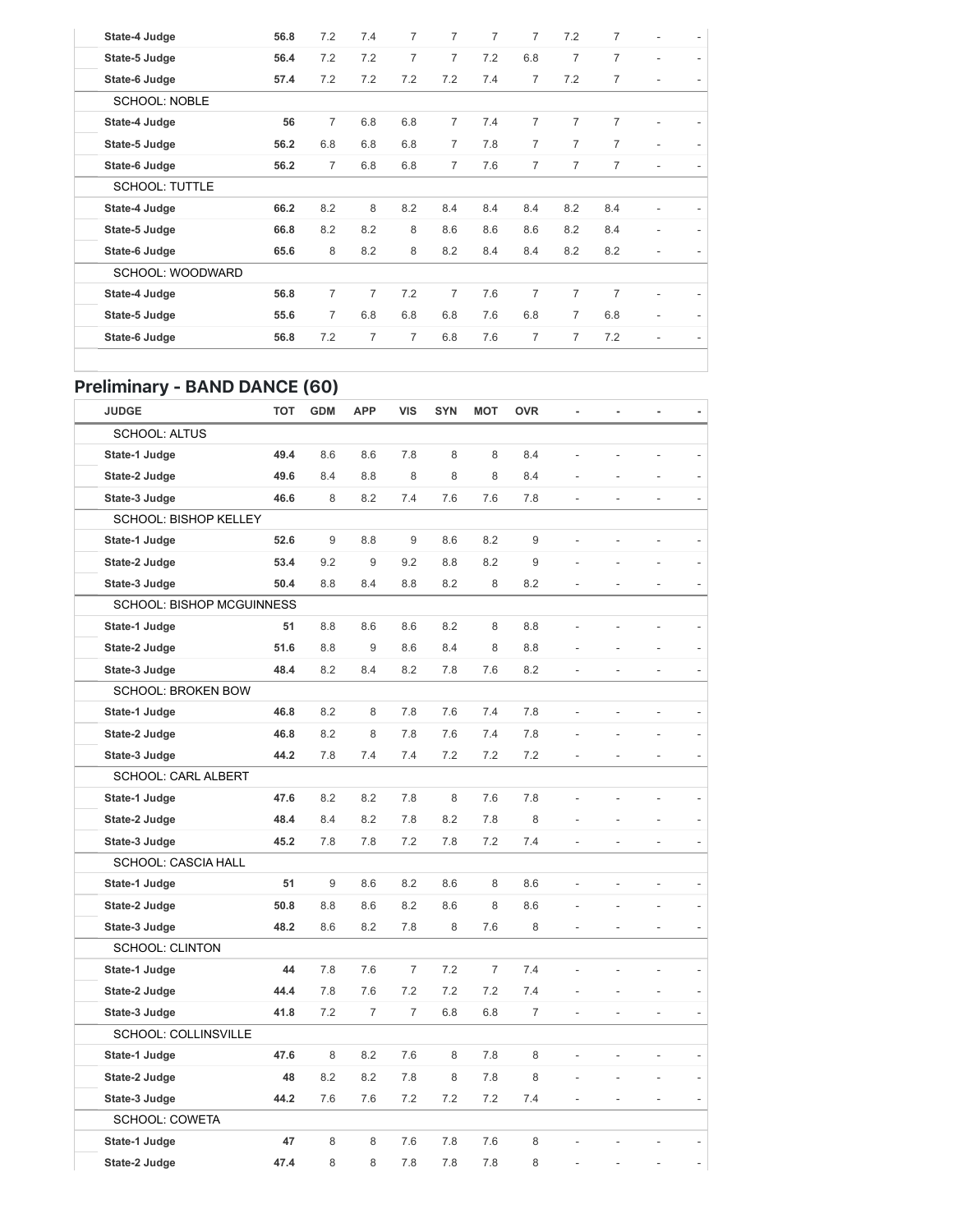| | | | | | | | | | | | |
|---|---|---|---|---|---|---|---|---|---|---|---|
| **State-4 Judge** | **56.8** | 7.2 | 7.4 | 7 | 7 | 7 | 7 | 7.2 | 7 | - | - |
| **State-5 Judge** | **56.4** | 7.2 | 7.2 | 7 | 7 | 7.2 | 6.8 | 7 | 7 | - | - |
| **State-6 Judge** | **57.4** | 7.2 | 7.2 | 7.2 | 7.2 | 7.4 | 7 | 7.2 | 7 | - | - |
| SCHOOL: NOBLE | | | | | | | | | | | |
| **State-4 Judge** | **56** | 7 | 6.8 | 6.8 | 7 | 7.4 | 7 | 7 | 7 | - | - |
| **State-5 Judge** | **56.2** | 6.8 | 6.8 | 6.8 | 7 | 7.8 | 7 | 7 | 7 | - | - |
| **State-6 Judge** | **56.2** | 7 | 6.8 | 6.8 | 7 | 7.6 | 7 | 7 | 7 | - | - |
| SCHOOL: TUTTLE | | | | | | | | | | | |
| **State-4 Judge** | **66.2** | 8.2 | 8 | 8.2 | 8.4 | 8.4 | 8.4 | 8.2 | 8.4 | - | - |
| **State-5 Judge** | **66.8** | 8.2 | 8.2 | 8 | 8.6 | 8.6 | 8.6 | 8.2 | 8.4 | - | - |
| **State-6 Judge** | **65.6** | 8 | 8.2 | 8 | 8.2 | 8.4 | 8.4 | 8.2 | 8.2 | - | - |
| SCHOOL: WOODWARD | | | | | | | | | | | |
| **State-4 Judge** | **56.8** | 7 | 7 | 7.2 | 7 | 7.6 | 7 | 7 | 7 | - | - |
| **State-5 Judge** | **55.6** | 7 | 6.8 | 6.8 | 6.8 | 7.6 | 6.8 | 7 | 6.8 | - | - |
| **State-6 Judge** | **56.8** | 7.2 | 7 | 7 | 6.8 | 7.6 | 7 | 7 | 7.2 | - | - |

## Preliminary - BAND DANCE (60)

| JUDGE | TOT | GDM | APP | VIS | SYN | MOT | OVR | - | - | - | - |
|---|---|---|---|---|---|---|---|---|---|---|---|
| SCHOOL: ALTUS | | | | | | | | | | | |
| **State-1 Judge** | **49.4** | 8.6 | 8.6 | 7.8 | 8 | 8 | 8.4 | - | - | - | - |
| **State-2 Judge** | **49.6** | 8.4 | 8.8 | 8 | 8 | 8 | 8.4 | - | - | - | - |
| **State-3 Judge** | **46.6** | 8 | 8.2 | 7.4 | 7.6 | 7.6 | 7.8 | - | - | - | - |
| SCHOOL: BISHOP KELLEY | | | | | | | | | | | |
| **State-1 Judge** | **52.6** | 9 | 8.8 | 9 | 8.6 | 8.2 | 9 | - | - | - | - |
| **State-2 Judge** | **53.4** | 9.2 | 9 | 9.2 | 8.8 | 8.2 | 9 | - | - | - | - |
| **State-3 Judge** | **50.4** | 8.8 | 8.4 | 8.8 | 8.2 | 8 | 8.2 | - | - | - | - |
| SCHOOL: BISHOP MCGUINNESS | | | | | | | | | | | |
| **State-1 Judge** | **51** | 8.8 | 8.6 | 8.6 | 8.2 | 8 | 8.8 | - | - | - | - |
| **State-2 Judge** | **51.6** | 8.8 | 9 | 8.6 | 8.4 | 8 | 8.8 | - | - | - | - |
| **State-3 Judge** | **48.4** | 8.2 | 8.4 | 8.2 | 7.8 | 7.6 | 8.2 | - | - | - | - |
| SCHOOL: BROKEN BOW | | | | | | | | | | | |
| **State-1 Judge** | **46.8** | 8.2 | 8 | 7.8 | 7.6 | 7.4 | 7.8 | - | - | - | - |
| **State-2 Judge** | **46.8** | 8.2 | 8 | 7.8 | 7.6 | 7.4 | 7.8 | - | - | - | - |
| **State-3 Judge** | **44.2** | 7.8 | 7.4 | 7.4 | 7.2 | 7.2 | 7.2 | - | - | - | - |
| SCHOOL: CARL ALBERT | | | | | | | | | | | |
| **State-1 Judge** | **47.6** | 8.2 | 8.2 | 7.8 | 8 | 7.6 | 7.8 | - | - | - | - |
| **State-2 Judge** | **48.4** | 8.4 | 8.2 | 7.8 | 8.2 | 7.8 | 8 | - | - | - | - |
| **State-3 Judge** | **45.2** | 7.8 | 7.8 | 7.2 | 7.8 | 7.2 | 7.4 | - | - | - | - |
| SCHOOL: CASCIA HALL | | | | | | | | | | | |
| **State-1 Judge** | **51** | 9 | 8.6 | 8.2 | 8.6 | 8 | 8.6 | - | - | - | - |
| **State-2 Judge** | **50.8** | 8.8 | 8.6 | 8.2 | 8.6 | 8 | 8.6 | - | - | - | - |
| **State-3 Judge** | **48.2** | 8.6 | 8.2 | 7.8 | 8 | 7.6 | 8 | - | - | - | - |
| SCHOOL: CLINTON | | | | | | | | | | | |
| **State-1 Judge** | **44** | 7.8 | 7.6 | 7 | 7.2 | 7 | 7.4 | - | - | - | - |
| **State-2 Judge** | **44.4** | 7.8 | 7.6 | 7.2 | 7.2 | 7.2 | 7.4 | - | - | - | - |
| **State-3 Judge** | **41.8** | 7.2 | 7 | 7 | 6.8 | 6.8 | 7 | - | - | - | - |
| SCHOOL: COLLINSVILLE | | | | | | | | | | | |
| **State-1 Judge** | **47.6** | 8 | 8.2 | 7.6 | 8 | 7.8 | 8 | - | - | - | - |
| **State-2 Judge** | **48** | 8.2 | 8.2 | 7.8 | 8 | 7.8 | 8 | - | - | - | - |
| **State-3 Judge** | **44.2** | 7.6 | 7.6 | 7.2 | 7.2 | 7.2 | 7.4 | - | - | - | - |
| SCHOOL: COWETA | | | | | | | | | | | |
| **State-1 Judge** | **47** | 8 | 8 | 7.6 | 7.8 | 7.6 | 8 | - | - | - | - |
| **State-2 Judge** | **47.4** | 8 | 8 | 7.8 | 7.8 | 7.8 | 8 | - | - | - | - |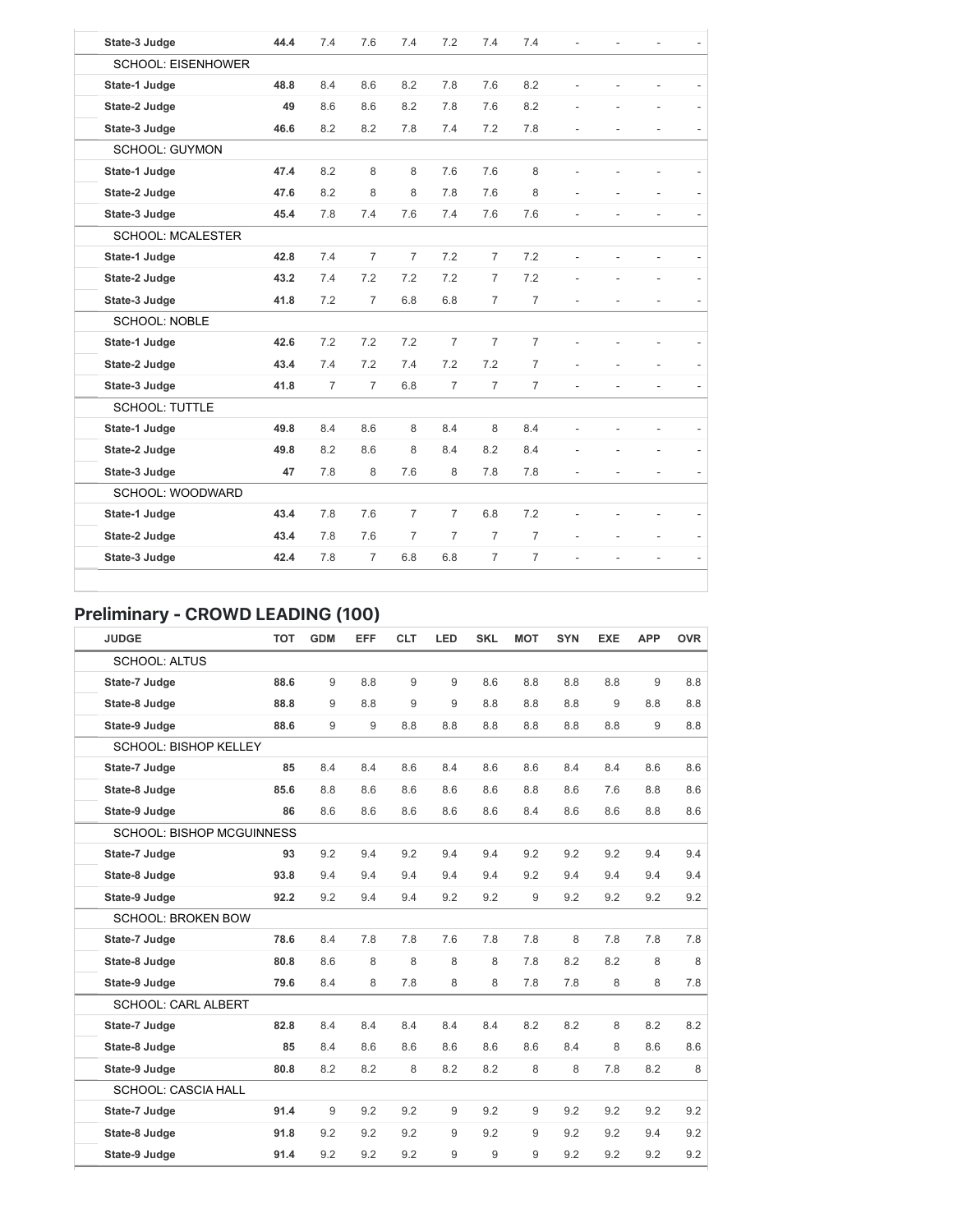| | | | | | | | | | | | |
|---|---|---|---|---|---|---|---|---|---|---|---|
| **State-3 Judge** | **44.4** | 7.4 | 7.6 | 7.4 | 7.2 | 7.4 | 7.4 | - | - | - | - |
| SCHOOL: EISENHOWER | | | | | | | | | | | |
| **State-1 Judge** | **48.8** | 8.4 | 8.6 | 8.2 | 7.8 | 7.6 | 8.2 | - | - | - | - |
| **State-2 Judge** | **49** | 8.6 | 8.6 | 8.2 | 7.8 | 7.6 | 8.2 | - | - | - | - |
| **State-3 Judge** | **46.6** | 8.2 | 8.2 | 7.8 | 7.4 | 7.2 | 7.8 | - | - | - | - |
| SCHOOL: GUYMON | | | | | | | | | | | |
| **State-1 Judge** | **47.4** | 8.2 | 8 | 8 | 7.6 | 7.6 | 8 | - | - | - | - |
| **State-2 Judge** | **47.6** | 8.2 | 8 | 8 | 7.8 | 7.6 | 8 | - | - | - | - |
| **State-3 Judge** | **45.4** | 7.8 | 7.4 | 7.6 | 7.4 | 7.6 | 7.6 | - | - | - | - |
| SCHOOL: MCALESTER | | | | | | | | | | | |
| **State-1 Judge** | **42.8** | 7.4 | 7 | 7 | 7.2 | 7 | 7.2 | - | - | - | - |
| **State-2 Judge** | **43.2** | 7.4 | 7.2 | 7.2 | 7.2 | 7 | 7.2 | - | - | - | - |
| **State-3 Judge** | **41.8** | 7.2 | 7 | 6.8 | 6.8 | 7 | 7 | - | - | - | - |
| SCHOOL: NOBLE | | | | | | | | | | | |
| **State-1 Judge** | **42.6** | 7.2 | 7.2 | 7.2 | 7 | 7 | 7 | - | - | - | - |
| **State-2 Judge** | **43.4** | 7.4 | 7.2 | 7.4 | 7.2 | 7.2 | 7 | - | - | - | - |
| **State-3 Judge** | **41.8** | 7 | 7 | 6.8 | 7 | 7 | 7 | - | - | - | - |
| SCHOOL: TUTTLE | | | | | | | | | | | |
| **State-1 Judge** | **49.8** | 8.4 | 8.6 | 8 | 8.4 | 8 | 8.4 | - | - | - | - |
| **State-2 Judge** | **49.8** | 8.2 | 8.6 | 8 | 8.4 | 8.2 | 8.4 | - | - | - | - |
| **State-3 Judge** | **47** | 7.8 | 8 | 7.6 | 8 | 7.8 | 7.8 | - | - | - | - |
| SCHOOL: WOODWARD | | | | | | | | | | | |
| **State-1 Judge** | **43.4** | 7.8 | 7.6 | 7 | 7 | 6.8 | 7.2 | - | - | - | - |
| **State-2 Judge** | **43.4** | 7.8 | 7.6 | 7 | 7 | 7 | 7 | - | - | - | - |
| **State-3 Judge** | **42.4** | 7.8 | 7 | 6.8 | 6.8 | 7 | 7 | - | - | - | - |

## Preliminary - CROWD LEADING (100)

| JUDGE | TOT | GDM | EFF | CLT | LED | SKL | MOT | SYN | EXE | APP | OVR |
|---|---|---|---|---|---|---|---|---|---|---|---|
| SCHOOL: ALTUS | | | | | | | | | | | |
| **State-7 Judge** | **88.6** | 9 | 8.8 | 9 | 9 | 8.6 | 8.8 | 8.8 | 8.8 | 9 | 8.8 |
| **State-8 Judge** | **88.8** | 9 | 8.8 | 9 | 9 | 8.8 | 8.8 | 8.8 | 9 | 8.8 | 8.8 |
| **State-9 Judge** | **88.6** | 9 | 9 | 8.8 | 8.8 | 8.8 | 8.8 | 8.8 | 8.8 | 9 | 8.8 |
| SCHOOL: BISHOP KELLEY | | | | | | | | | | | |
| **State-7 Judge** | **85** | 8.4 | 8.4 | 8.6 | 8.4 | 8.6 | 8.6 | 8.4 | 8.4 | 8.6 | 8.6 |
| **State-8 Judge** | **85.6** | 8.8 | 8.6 | 8.6 | 8.6 | 8.6 | 8.8 | 8.6 | 7.6 | 8.8 | 8.6 |
| **State-9 Judge** | **86** | 8.6 | 8.6 | 8.6 | 8.6 | 8.6 | 8.4 | 8.6 | 8.6 | 8.8 | 8.6 |
| SCHOOL: BISHOP MCGUINNESS | | | | | | | | | | | |
| **State-7 Judge** | **93** | 9.2 | 9.4 | 9.2 | 9.4 | 9.4 | 9.2 | 9.2 | 9.2 | 9.4 | 9.4 |
| **State-8 Judge** | **93.8** | 9.4 | 9.4 | 9.4 | 9.4 | 9.4 | 9.2 | 9.4 | 9.4 | 9.4 | 9.4 |
| **State-9 Judge** | **92.2** | 9.2 | 9.4 | 9.4 | 9.2 | 9.2 | 9 | 9.2 | 9.2 | 9.2 | 9.2 |
| SCHOOL: BROKEN BOW | | | | | | | | | | | |
| **State-7 Judge** | **78.6** | 8.4 | 7.8 | 7.8 | 7.6 | 7.8 | 7.8 | 8 | 7.8 | 7.8 | 7.8 |
| **State-8 Judge** | **80.8** | 8.6 | 8 | 8 | 8 | 8 | 7.8 | 8.2 | 8.2 | 8 | 8 |
| **State-9 Judge** | **79.6** | 8.4 | 8 | 7.8 | 8 | 8 | 7.8 | 7.8 | 8 | 8 | 7.8 |
| SCHOOL: CARL ALBERT | | | | | | | | | | | |
| **State-7 Judge** | **82.8** | 8.4 | 8.4 | 8.4 | 8.4 | 8.4 | 8.2 | 8.2 | 8 | 8.2 | 8.2 |
| **State-8 Judge** | **85** | 8.4 | 8.6 | 8.6 | 8.6 | 8.6 | 8.6 | 8.4 | 8 | 8.6 | 8.6 |
| **State-9 Judge** | **80.8** | 8.2 | 8.2 | 8 | 8.2 | 8.2 | 8 | 8 | 7.8 | 8.2 | 8 |
| SCHOOL: CASCIA HALL | | | | | | | | | | | |
| **State-7 Judge** | **91.4** | 9 | 9.2 | 9.2 | 9 | 9.2 | 9 | 9.2 | 9.2 | 9.2 | 9.2 |
| **State-8 Judge** | **91.8** | 9.2 | 9.2 | 9.2 | 9 | 9.2 | 9 | 9.2 | 9.2 | 9.4 | 9.2 |
| **State-9 Judge** | **91.4** | 9.2 | 9.2 | 9.2 | 9 | 9 | 9 | 9.2 | 9.2 | 9.2 | 9.2 |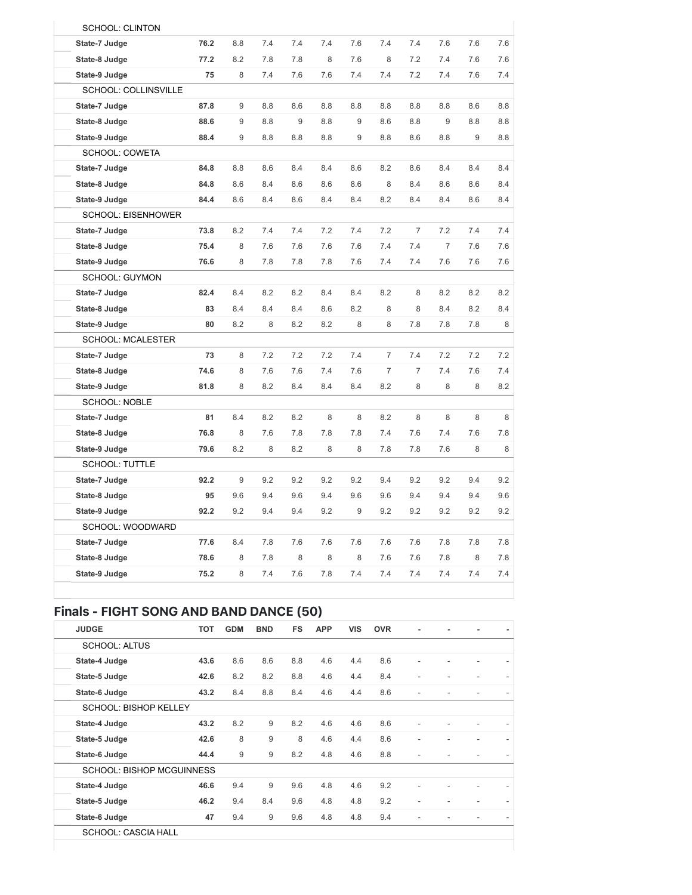| | | | | | | | | | | | |
|---|---|---|---|---|---|---|---|---|---|---|---|
| SCHOOL: CLINTON | | | | | | | | | | | |
| **State-7 Judge** | **76.2** | 8.8 | 7.4 | 7.4 | 7.4 | 7.6 | 7.4 | 7.4 | 7.6 | 7.6 | 7.6 |
| **State-8 Judge** | **77.2** | 8.2 | 7.8 | 7.8 | 8 | 7.6 | 8 | 7.2 | 7.4 | 7.6 | 7.6 |
| **State-9 Judge** | **75** | 8 | 7.4 | 7.6 | 7.6 | 7.4 | 7.4 | 7.2 | 7.4 | 7.6 | 7.4 |
| SCHOOL: COLLINSVILLE | | | | | | | | | | | |
| **State-7 Judge** | **87.8** | 9 | 8.8 | 8.6 | 8.8 | 8.8 | 8.8 | 8.8 | 8.8 | 8.6 | 8.8 |
| **State-8 Judge** | **88.6** | 9 | 8.8 | 9 | 8.8 | 9 | 8.6 | 8.8 | 9 | 8.8 | 8.8 |
| **State-9 Judge** | **88.4** | 9 | 8.8 | 8.8 | 8.8 | 9 | 8.8 | 8.6 | 8.8 | 9 | 8.8 |
| SCHOOL: COWETA | | | | | | | | | | | |
| **State-7 Judge** | **84.8** | 8.8 | 8.6 | 8.4 | 8.4 | 8.6 | 8.2 | 8.6 | 8.4 | 8.4 | 8.4 |
| **State-8 Judge** | **84.8** | 8.6 | 8.4 | 8.6 | 8.6 | 8.6 | 8 | 8.4 | 8.6 | 8.6 | 8.4 |
| **State-9 Judge** | **84.4** | 8.6 | 8.4 | 8.6 | 8.4 | 8.4 | 8.2 | 8.4 | 8.4 | 8.6 | 8.4 |
| SCHOOL: EISENHOWER | | | | | | | | | | | |
| **State-7 Judge** | **73.8** | 8.2 | 7.4 | 7.4 | 7.2 | 7.4 | 7.2 | 7 | 7.2 | 7.4 | 7.4 |
| **State-8 Judge** | **75.4** | 8 | 7.6 | 7.6 | 7.6 | 7.6 | 7.4 | 7.4 | 7 | 7.6 | 7.6 |
| **State-9 Judge** | **76.6** | 8 | 7.8 | 7.8 | 7.8 | 7.6 | 7.4 | 7.4 | 7.6 | 7.6 | 7.6 |
| SCHOOL: GUYMON | | | | | | | | | | | |
| **State-7 Judge** | **82.4** | 8.4 | 8.2 | 8.2 | 8.4 | 8.4 | 8.2 | 8 | 8.2 | 8.2 | 8.2 |
| **State-8 Judge** | **83** | 8.4 | 8.4 | 8.4 | 8.6 | 8.2 | 8 | 8 | 8.4 | 8.2 | 8.4 |
| **State-9 Judge** | **80** | 8.2 | 8 | 8.2 | 8.2 | 8 | 8 | 7.8 | 7.8 | 7.8 | 8 |
| SCHOOL: MCALESTER | | | | | | | | | | | |
| **State-7 Judge** | **73** | 8 | 7.2 | 7.2 | 7.2 | 7.4 | 7 | 7.4 | 7.2 | 7.2 | 7.2 |
| **State-8 Judge** | **74.6** | 8 | 7.6 | 7.6 | 7.4 | 7.6 | 7 | 7 | 7.4 | 7.6 | 7.4 |
| **State-9 Judge** | **81.8** | 8 | 8.2 | 8.4 | 8.4 | 8.4 | 8.2 | 8 | 8 | 8 | 8.2 |
| SCHOOL: NOBLE | | | | | | | | | | | |
| **State-7 Judge** | **81** | 8.4 | 8.2 | 8.2 | 8 | 8 | 8.2 | 8 | 8 | 8 | 8 |
| **State-8 Judge** | **76.8** | 8 | 7.6 | 7.8 | 7.8 | 7.8 | 7.4 | 7.6 | 7.4 | 7.6 | 7.8 |
| **State-9 Judge** | **79.6** | 8.2 | 8 | 8.2 | 8 | 8 | 7.8 | 7.8 | 7.6 | 8 | 8 |
| SCHOOL: TUTTLE | | | | | | | | | | | |
| **State-7 Judge** | **92.2** | 9 | 9.2 | 9.2 | 9.2 | 9.2 | 9.4 | 9.2 | 9.2 | 9.4 | 9.2 |
| **State-8 Judge** | **95** | 9.6 | 9.4 | 9.6 | 9.4 | 9.6 | 9.6 | 9.4 | 9.4 | 9.4 | 9.6 |
| **State-9 Judge** | **92.2** | 9.2 | 9.4 | 9.4 | 9.2 | 9 | 9.2 | 9.2 | 9.2 | 9.2 | 9.2 |
| SCHOOL: WOODWARD | | | | | | | | | | | |
| **State-7 Judge** | **77.6** | 8.4 | 7.8 | 7.6 | 7.6 | 7.6 | 7.6 | 7.6 | 7.8 | 7.8 | 7.8 |
| **State-8 Judge** | **78.6** | 8 | 7.8 | 8 | 8 | 8 | 7.6 | 7.6 | 7.8 | 8 | 7.8 |
| **State-9 Judge** | **75.2** | 8 | 7.4 | 7.6 | 7.8 | 7.4 | 7.4 | 7.4 | 7.4 | 7.4 | 7.4 |

## Finals - FIGHT SONG AND BAND DANCE (50)

| JUDGE | TOT | GDM | BND | FS | APP | VIS | OVR | - | - | - | - |
|---|---|---|---|---|---|---|---|---|---|---|---|
| SCHOOL: ALTUS | | | | | | | | | | | |
| **State-4 Judge** | **43.6** | 8.6 | 8.6 | 8.8 | 4.6 | 4.4 | 8.6 | - | - | - | - |
| **State-5 Judge** | **42.6** | 8.2 | 8.2 | 8.8 | 4.6 | 4.4 | 8.4 | - | - | - | - |
| **State-6 Judge** | **43.2** | 8.4 | 8.8 | 8.4 | 4.6 | 4.4 | 8.6 | - | - | - | - |
| SCHOOL: BISHOP KELLEY | | | | | | | | | | | |
| **State-4 Judge** | **43.2** | 8.2 | 9 | 8.2 | 4.6 | 4.6 | 8.6 | - | - | - | - |
| **State-5 Judge** | **42.6** | 8 | 9 | 8 | 4.6 | 4.4 | 8.6 | - | - | - | - |
| **State-6 Judge** | **44.4** | 9 | 9 | 8.2 | 4.8 | 4.6 | 8.8 | - | - | - | - |
| SCHOOL: BISHOP MCGUINNESS | | | | | | | | | | | |
| **State-4 Judge** | **46.6** | 9.4 | 9 | 9.6 | 4.8 | 4.6 | 9.2 | - | - | - | - |
| **State-5 Judge** | **46.2** | 9.4 | 8.4 | 9.6 | 4.8 | 4.8 | 9.2 | - | - | - | - |
| **State-6 Judge** | **47** | 9.4 | 9 | 9.6 | 4.8 | 4.8 | 9.4 | - | - | - | - |
| SCHOOL: CASCIA HALL | | | | | | | | | | | |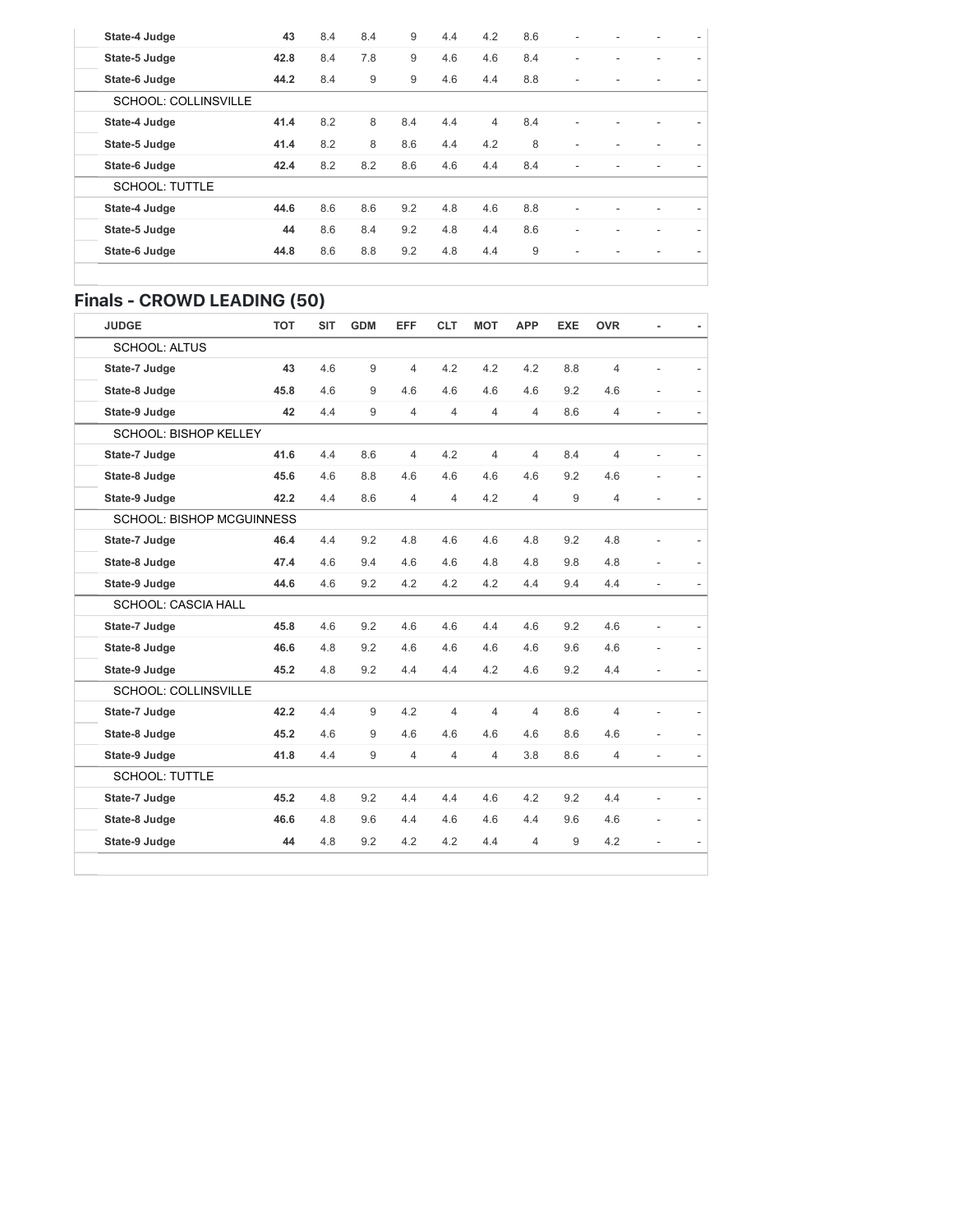| | | | | | | | | | | | |
|---|---|---|---|---|---|---|---|---|---|---|---|
| **State-4 Judge** | **43** | 8.4 | 8.4 | 9 | 4.4 | 4.2 | 8.6 | - | - | - | - |
| **State-5 Judge** | **42.8** | 8.4 | 7.8 | 9 | 4.6 | 4.6 | 8.4 | - | - | - | - |
| **State-6 Judge** | **44.2** | 8.4 | 9 | 9 | 4.6 | 4.4 | 8.8 | - | - | - | - |
| SCHOOL: COLLINSVILLE | | | | | | | | | | | |
| **State-4 Judge** | **41.4** | 8.2 | 8 | 8.4 | 4.4 | 4 | 8.4 | - | - | - | - |
| **State-5 Judge** | **41.4** | 8.2 | 8 | 8.6 | 4.4 | 4.2 | 8 | - | - | - | - |
| **State-6 Judge** | **42.4** | 8.2 | 8.2 | 8.6 | 4.6 | 4.4 | 8.4 | - | - | - | - |
| SCHOOL: TUTTLE | | | | | | | | | | | |
| **State-4 Judge** | **44.6** | 8.6 | 8.6 | 9.2 | 4.8 | 4.6 | 8.8 | - | - | - | - |
| **State-5 Judge** | **44** | 8.6 | 8.4 | 9.2 | 4.8 | 4.4 | 8.6 | - | - | - | - |
| **State-6 Judge** | **44.8** | 8.6 | 8.8 | 9.2 | 4.8 | 4.4 | 9 | - | - | - | - |

## Finals - CROWD LEADING (50)

| JUDGE | TOT | SIT | GDM | EFF | CLT | MOT | APP | EXE | OVR | - | - |
|---|---|---|---|---|---|---|---|---|---|---|---|
| SCHOOL: ALTUS | | | | | | | | | | | |
| **State-7 Judge** | **43** | 4.6 | 9 | 4 | 4.2 | 4.2 | 4.2 | 8.8 | 4 | - | - |
| **State-8 Judge** | **45.8** | 4.6 | 9 | 4.6 | 4.6 | 4.6 | 4.6 | 9.2 | 4.6 | - | - |
| **State-9 Judge** | **42** | 4.4 | 9 | 4 | 4 | 4 | 4 | 8.6 | 4 | - | - |
| SCHOOL: BISHOP KELLEY | | | | | | | | | | | |
| **State-7 Judge** | **41.6** | 4.4 | 8.6 | 4 | 4.2 | 4 | 4 | 8.4 | 4 | - | - |
| **State-8 Judge** | **45.6** | 4.6 | 8.8 | 4.6 | 4.6 | 4.6 | 4.6 | 9.2 | 4.6 | - | - |
| **State-9 Judge** | **42.2** | 4.4 | 8.6 | 4 | 4 | 4.2 | 4 | 9 | 4 | - | - |
| SCHOOL: BISHOP MCGUINNESS | | | | | | | | | | | |
| **State-7 Judge** | **46.4** | 4.4 | 9.2 | 4.8 | 4.6 | 4.6 | 4.8 | 9.2 | 4.8 | - | - |
| **State-8 Judge** | **47.4** | 4.6 | 9.4 | 4.6 | 4.6 | 4.8 | 4.8 | 9.8 | 4.8 | - | - |
| **State-9 Judge** | **44.6** | 4.6 | 9.2 | 4.2 | 4.2 | 4.2 | 4.4 | 9.4 | 4.4 | - | - |
| SCHOOL: CASCIA HALL | | | | | | | | | | | |
| **State-7 Judge** | **45.8** | 4.6 | 9.2 | 4.6 | 4.6 | 4.4 | 4.6 | 9.2 | 4.6 | - | - |
| **State-8 Judge** | **46.6** | 4.8 | 9.2 | 4.6 | 4.6 | 4.6 | 4.6 | 9.6 | 4.6 | - | - |
| **State-9 Judge** | **45.2** | 4.8 | 9.2 | 4.4 | 4.4 | 4.2 | 4.6 | 9.2 | 4.4 | - | - |
| SCHOOL: COLLINSVILLE | | | | | | | | | | | |
| **State-7 Judge** | **42.2** | 4.4 | 9 | 4.2 | 4 | 4 | 4 | 8.6 | 4 | - | - |
| **State-8 Judge** | **45.2** | 4.6 | 9 | 4.6 | 4.6 | 4.6 | 4.6 | 8.6 | 4.6 | - | - |
| **State-9 Judge** | **41.8** | 4.4 | 9 | 4 | 4 | 4 | 3.8 | 8.6 | 4 | - | - |
| SCHOOL: TUTTLE | | | | | | | | | | | |
| **State-7 Judge** | **45.2** | 4.8 | 9.2 | 4.4 | 4.4 | 4.6 | 4.2 | 9.2 | 4.4 | - | - |
| **State-8 Judge** | **46.6** | 4.8 | 9.6 | 4.4 | 4.6 | 4.6 | 4.4 | 9.6 | 4.6 | - | - |
| **State-9 Judge** | **44** | 4.8 | 9.2 | 4.2 | 4.2 | 4.4 | 4 | 9 | 4.2 | - | - |